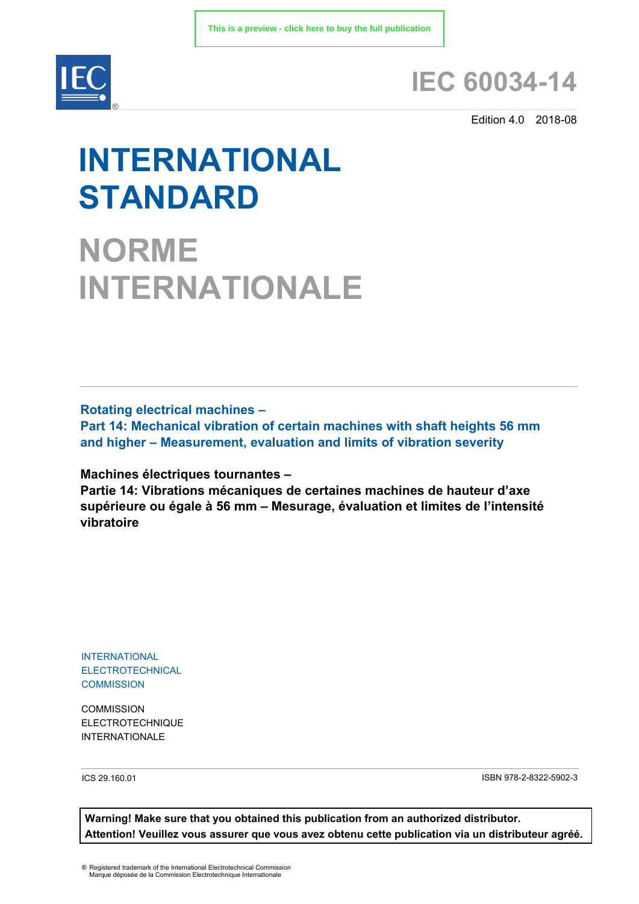This is a preview - click here to buy the full publication

# IEC 60034-14

Edition 4.0 2018-08

# INTERNATIONAL STANDARD

# NORME INTERNATIONALE

**Rotating electrical machines –**
**Part 14: Mechanical vibration of certain machines with shaft heights 56 mm and higher – Measurement, evaluation and limits of vibration severity**

**Machines électriques tournantes –**
**Partie 14: Vibrations mécaniques de certaines machines de hauteur d'axe supérieure ou égale à 56 mm – Mesurage, évaluation et limites de l'intensité vibratoire**

INTERNATIONAL
ELECTROTECHNICAL
COMMISSION

COMMISSION
ELECTROTECHNIQUE
INTERNATIONALE

ICS 29.160.01

ISBN 978-2-8322-5902-3

**Warning! Make sure that you obtained this publication from an authorized distributor.**
**Attention! Veuillez vous assurer que vous avez obtenu cette publication via un distributeur agréé.**

® Registered trademark of the International Electrotechnical Commission
Marque déposée de la Commission Electrotechnique Internationale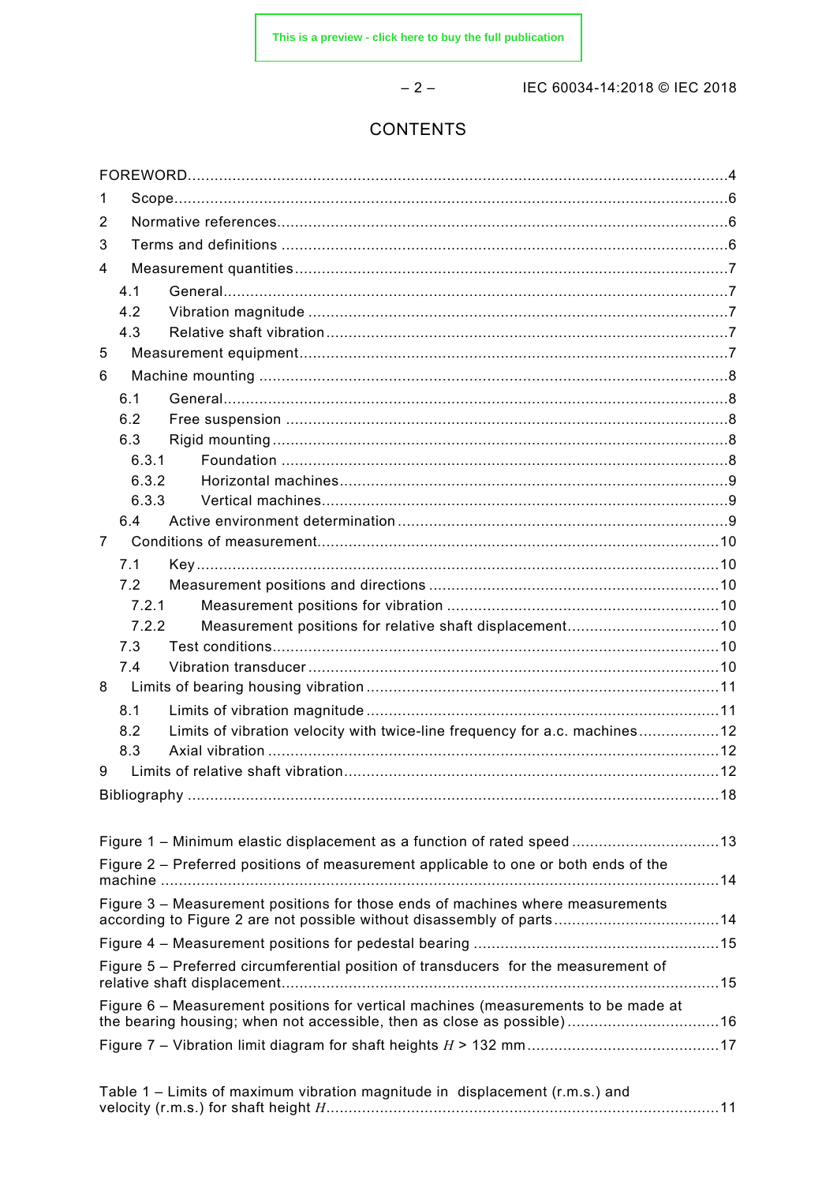# CONTENTS

FOREWORD....................................................................................................................4
1 Scope.......................................................................................................................6
2 Normative references..................................................................................................6
3 Terms and definitions .................................................................................................6
4 Measurement quantities...............................................................................................7
  4.1 General...............................................................................................................7
  4.2 Vibration magnitude ............................................................................................7
  4.3 Relative shaft vibration.........................................................................................7
5 Measurement equipment..............................................................................................7
6 Machine mounting .......................................................................................................8
  6.1 General...............................................................................................................8
  6.2 Free suspension ..................................................................................................8
  6.3 Rigid mounting.....................................................................................................8
    6.3.1 Foundation ...................................................................................................8
    6.3.2 Horizontal machines......................................................................................9
    6.3.3 Vertical machines..........................................................................................9
  6.4 Active environment determination .........................................................................9
7 Conditions of measurement........................................................................................10
  7.1 Key...................................................................................................................10
  7.2 Measurement positions and directions ................................................................10
    7.2.1 Measurement positions for vibration ............................................................10
    7.2.2 Measurement positions for relative shaft displacement..................................10
  7.3 Test conditions...................................................................................................10
  7.4 Vibration transducer ...........................................................................................10
8 Limits of bearing housing vibration .............................................................................11
  8.1 Limits of vibration magnitude ..............................................................................11
  8.2 Limits of vibration velocity with twice-line frequency for a.c. machines..................12
  8.3 Axial vibration ....................................................................................................12
9 Limits of relative shaft vibration..................................................................................12
Bibliography ..................................................................................................................18

Figure 1 – Minimum elastic displacement as a function of rated speed ................................13
Figure 2 – Preferred positions of measurement applicable to one or both ends of the machine ..........................................................................................................................14
Figure 3 – Measurement positions for those ends of machines where measurements according to Figure 2 are not possible without disassembly of parts....................................14
Figure 4 – Measurement positions for pedestal bearing ......................................................15
Figure 5 – Preferred circumferential position of transducers for the measurement of relative shaft displacement................................................................................................15
Figure 6 – Measurement positions for vertical machines (measurements to be made at the bearing housing; when not accessible, then as close as possible) .................................16
Figure 7 – Vibration limit diagram for shaft heights $H$ > 132 mm..........................................17

Table 1 – Limits of maximum vibration magnitude in displacement (r.m.s.) and velocity (r.m.s.) for shaft height $H$.......................................................................................11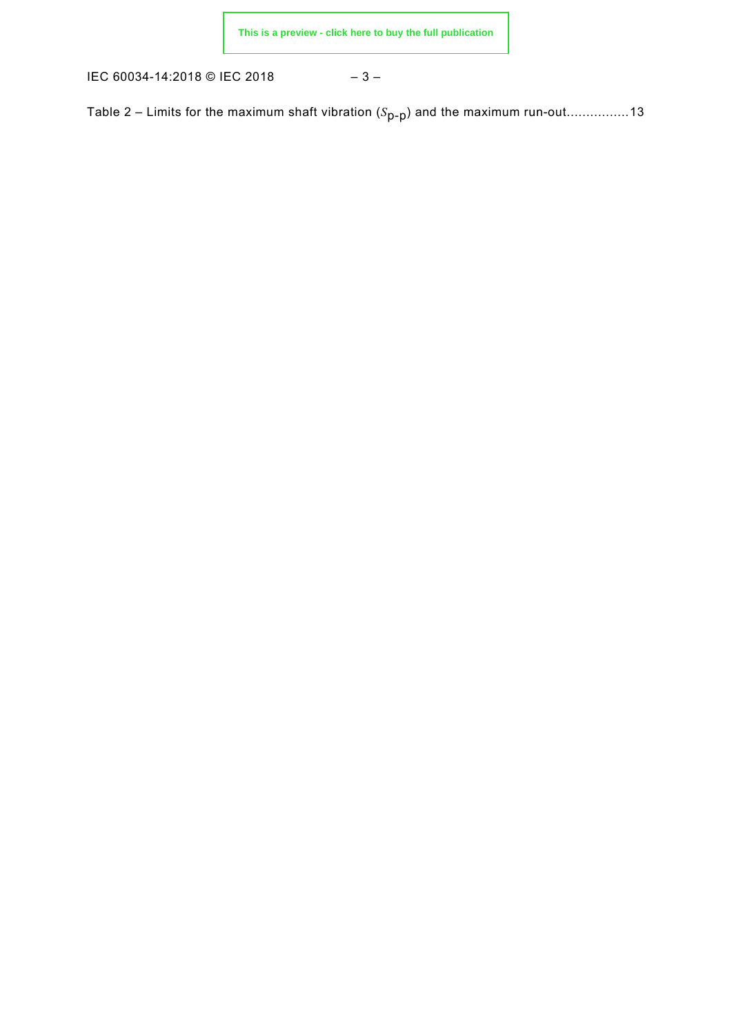Table 2 – Limits for the maximum shaft vibration ($S_{p-p}$) and the maximum run-out................13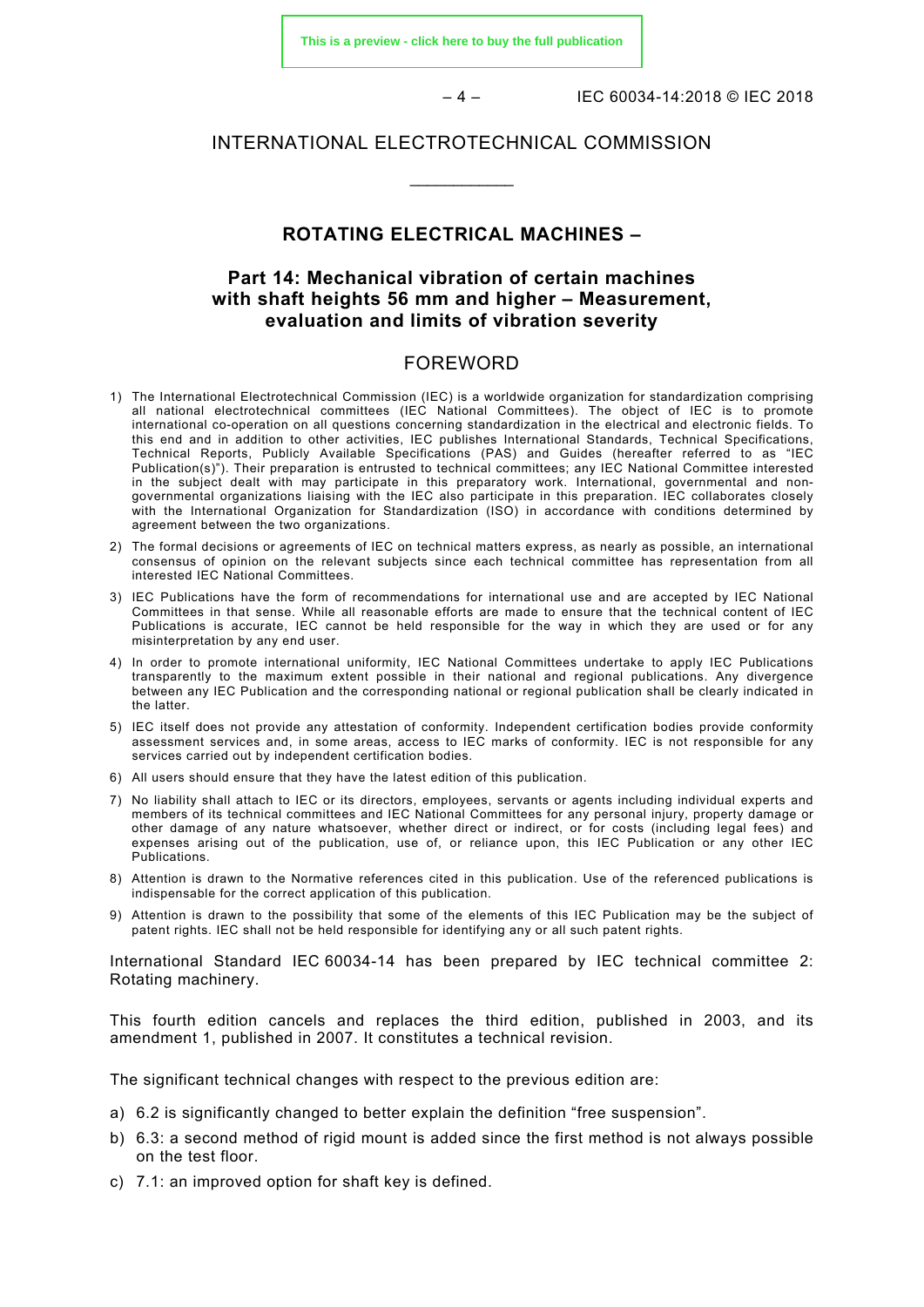# INTERNATIONAL ELECTROTECHNICAL COMMISSION

\_\_\_\_\_\_\_\_\_\_\_\_

## ROTATING ELECTRICAL MACHINES –

## Part 14: Mechanical vibration of certain machines with shaft heights 56 mm and higher – Measurement, evaluation and limits of vibration severity

## FOREWORD

1) The International Electrotechnical Commission (IEC) is a worldwide organization for standardization comprising all national electrotechnical committees (IEC National Committees). The object of IEC is to promote international co-operation on all questions concerning standardization in the electrical and electronic fields. To this end and in addition to other activities, IEC publishes International Standards, Technical Specifications, Technical Reports, Publicly Available Specifications (PAS) and Guides (hereafter referred to as "IEC Publication(s)"). Their preparation is entrusted to technical committees; any IEC National Committee interested in the subject dealt with may participate in this preparatory work. International, governmental and non-governmental organizations liaising with the IEC also participate in this preparation. IEC collaborates closely with the International Organization for Standardization (ISO) in accordance with conditions determined by agreement between the two organizations.
2) The formal decisions or agreements of IEC on technical matters express, as nearly as possible, an international consensus of opinion on the relevant subjects since each technical committee has representation from all interested IEC National Committees.
3) IEC Publications have the form of recommendations for international use and are accepted by IEC National Committees in that sense. While all reasonable efforts are made to ensure that the technical content of IEC Publications is accurate, IEC cannot be held responsible for the way in which they are used or for any misinterpretation by any end user.
4) In order to promote international uniformity, IEC National Committees undertake to apply IEC Publications transparently to the maximum extent possible in their national and regional publications. Any divergence between any IEC Publication and the corresponding national or regional publication shall be clearly indicated in the latter.
5) IEC itself does not provide any attestation of conformity. Independent certification bodies provide conformity assessment services and, in some areas, access to IEC marks of conformity. IEC is not responsible for any services carried out by independent certification bodies.
6) All users should ensure that they have the latest edition of this publication.
7) No liability shall attach to IEC or its directors, employees, servants or agents including individual experts and members of its technical committees and IEC National Committees for any personal injury, property damage or other damage of any nature whatsoever, whether direct or indirect, or for costs (including legal fees) and expenses arising out of the publication, use of, or reliance upon, this IEC Publication or any other IEC Publications.
8) Attention is drawn to the Normative references cited in this publication. Use of the referenced publications is indispensable for the correct application of this publication.
9) Attention is drawn to the possibility that some of the elements of this IEC Publication may be the subject of patent rights. IEC shall not be held responsible for identifying any or all such patent rights.

International Standard IEC 60034-14 has been prepared by IEC technical committee 2: Rotating machinery.

This fourth edition cancels and replaces the third edition, published in 2003, and its amendment 1, published in 2007. It constitutes a technical revision.

The significant technical changes with respect to the previous edition are:

a) 6.2 is significantly changed to better explain the definition "free suspension".
b) 6.3: a second method of rigid mount is added since the first method is not always possible on the test floor.
c) 7.1: an improved option for shaft key is defined.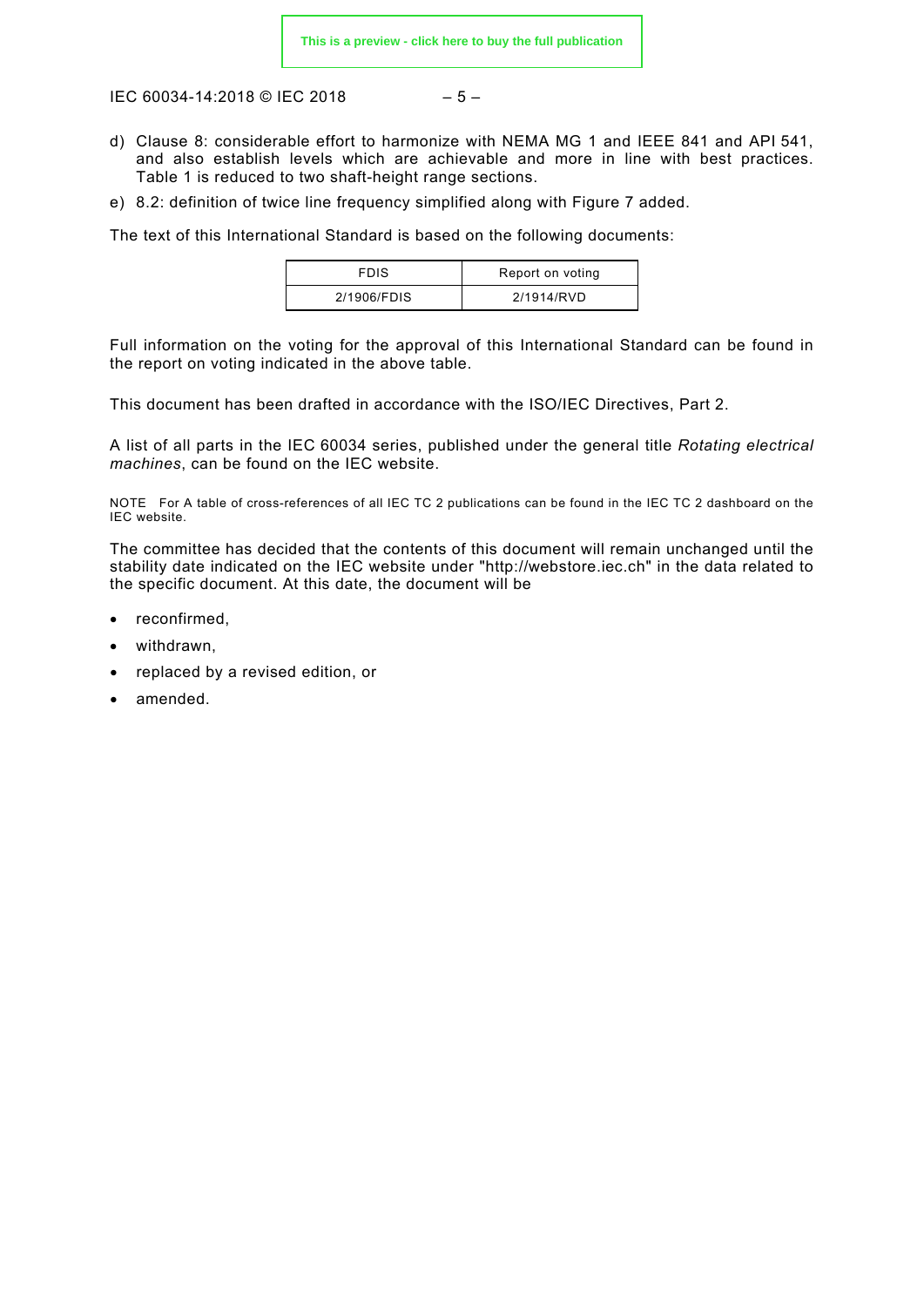d) Clause 8: considerable effort to harmonize with NEMA MG 1 and IEEE 841 and API 541, and also establish levels which are achievable and more in line with best practices. Table 1 is reduced to two shaft-height range sections.

e) 8.2: definition of twice line frequency simplified along with Figure 7 added.

The text of this International Standard is based on the following documents:

| FDIS | Report on voting |
|---|---|
| 2/1906/FDIS | 2/1914/RVD |

Full information on the voting for the approval of this International Standard can be found in the report on voting indicated in the above table.

This document has been drafted in accordance with the ISO/IEC Directives, Part 2.

A list of all parts in the IEC 60034 series, published under the general title *Rotating electrical machines*, can be found on the IEC website.

NOTE For A table of cross-references of all IEC TC 2 publications can be found in the IEC TC 2 dashboard on the IEC website.

The committee has decided that the contents of this document will remain unchanged until the stability date indicated on the IEC website under "http://webstore.iec.ch" in the data related to the specific document. At this date, the document will be

- reconfirmed,
- withdrawn,
- replaced by a revised edition, or
- amended.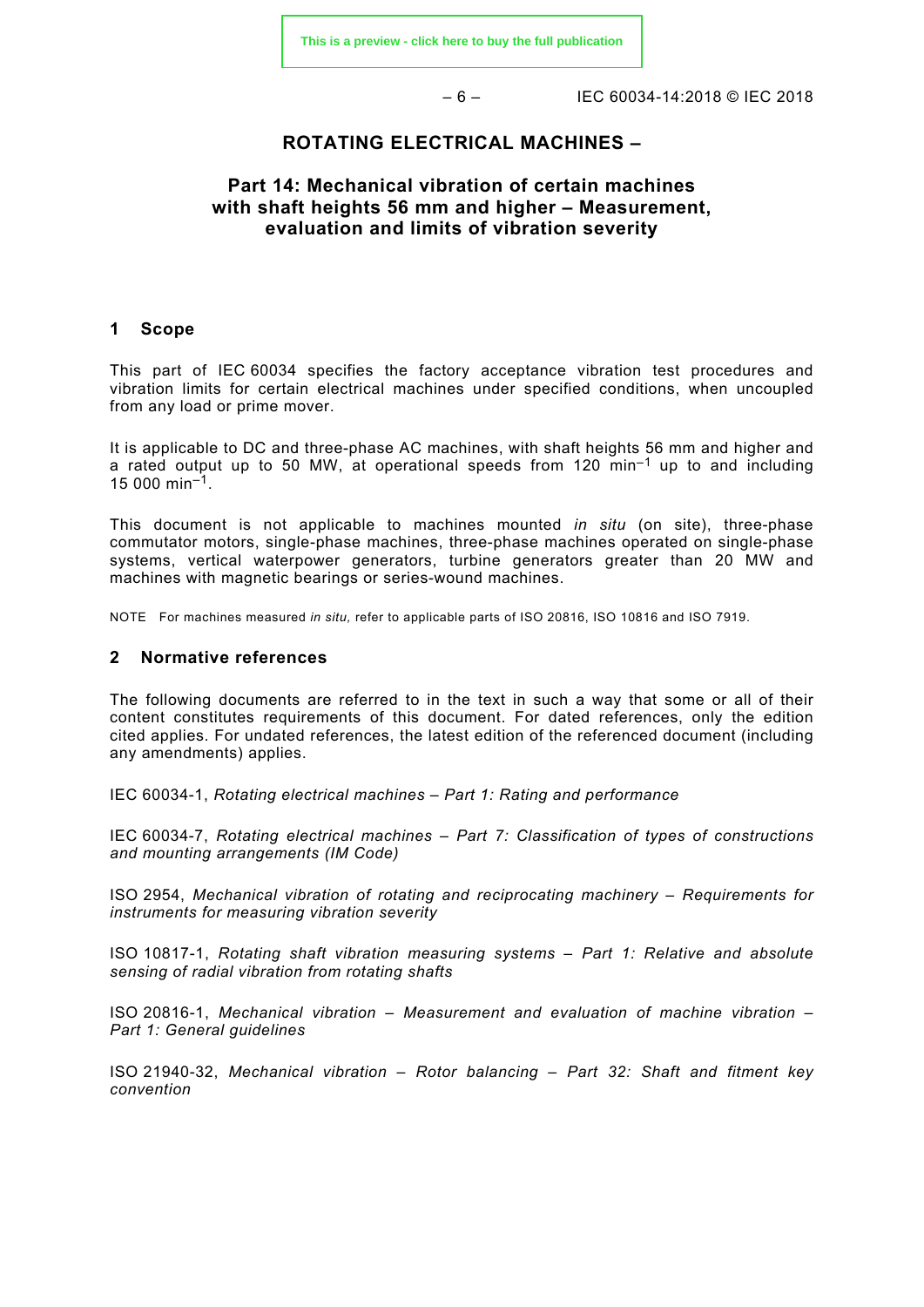# ROTATING ELECTRICAL MACHINES –

## Part 14: Mechanical vibration of certain machines with shaft heights 56 mm and higher – Measurement, evaluation and limits of vibration severity

### 1 Scope

This part of IEC 60034 specifies the factory acceptance vibration test procedures and vibration limits for certain electrical machines under specified conditions, when uncoupled from any load or prime mover.

It is applicable to DC and three-phase AC machines, with shaft heights 56 mm and higher and a rated output up to 50 MW, at operational speeds from 120 $\text{min}^{-1}$ up to and including 15 000 $\text{min}^{-1}$.

This document is not applicable to machines mounted *in situ* (on site), three-phase commutator motors, single-phase machines, three-phase machines operated on single-phase systems, vertical waterpower generators, turbine generators greater than 20 MW and machines with magnetic bearings or series-wound machines.

NOTE For machines measured *in situ*, refer to applicable parts of ISO 20816, ISO 10816 and ISO 7919.

### 2 Normative references

The following documents are referred to in the text in such a way that some or all of their content constitutes requirements of this document. For dated references, only the edition cited applies. For undated references, the latest edition of the referenced document (including any amendments) applies.

IEC 60034-1, *Rotating electrical machines – Part 1: Rating and performance*

IEC 60034-7, *Rotating electrical machines – Part 7: Classification of types of constructions and mounting arrangements (IM Code)*

ISO 2954, *Mechanical vibration of rotating and reciprocating machinery – Requirements for instruments for measuring vibration severity*

ISO 10817-1, *Rotating shaft vibration measuring systems – Part 1: Relative and absolute sensing of radial vibration from rotating shafts*

ISO 20816-1, *Mechanical vibration – Measurement and evaluation of machine vibration – Part 1: General guidelines*

ISO 21940-32, *Mechanical vibration – Rotor balancing – Part 32: Shaft and fitment key convention*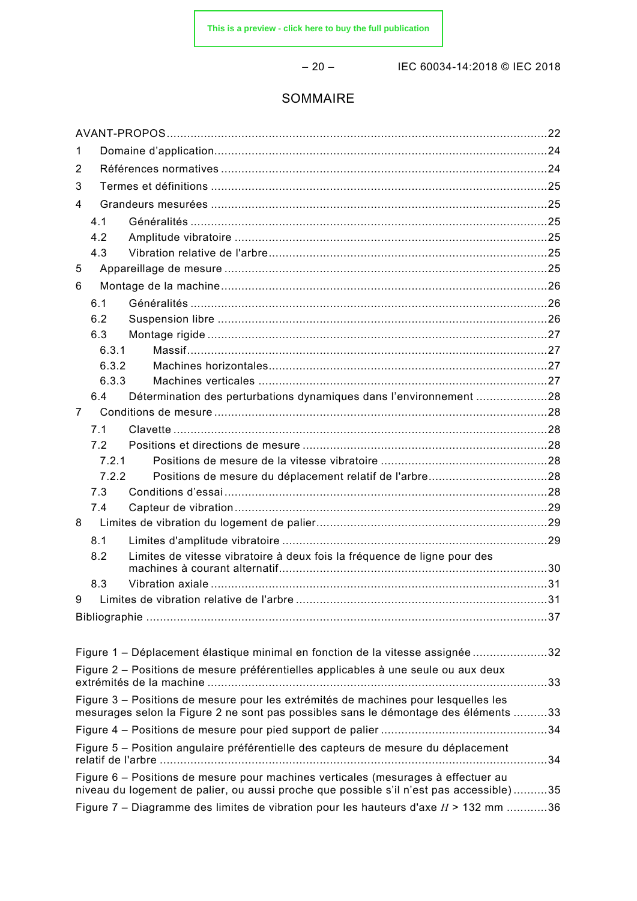# SOMMAIRE

AVANT-PROPOS ... 22

1 Domaine d'application ... 24

2 Références normatives ... 24

3 Termes et définitions ... 25

4 Grandeurs mesurées ... 25

- 4.1 Généralités ... 25
- 4.2 Amplitude vibratoire ... 25
- 4.3 Vibration relative de l'arbre ... 25

5 Appareillage de mesure ... 25

6 Montage de la machine ... 26

- 6.1 Généralités ... 26
- 6.2 Suspension libre ... 26
- 6.3 Montage rigide ... 27
  - 6.3.1 Massif ... 27
  - 6.3.2 Machines horizontales ... 27
  - 6.3.3 Machines verticales ... 27
- 6.4 Détermination des perturbations dynamiques dans l'environnement ... 28

7 Conditions de mesure ... 28

- 7.1 Clavette ... 28
- 7.2 Positions et directions de mesure ... 28
  - 7.2.1 Positions de mesure de la vitesse vibratoire ... 28
  - 7.2.2 Positions de mesure du déplacement relatif de l'arbre ... 28
- 7.3 Conditions d'essai ... 28
- 7.4 Capteur de vibration ... 29

8 Limites de vibration du logement de palier ... 29

- 8.1 Limites d'amplitude vibratoire ... 29
- 8.2 Limites de vitesse vibratoire à deux fois la fréquence de ligne pour des machines à courant alternatif ... 30
- 8.3 Vibration axiale ... 31

9 Limites de vibration relative de l'arbre ... 31

Bibliographie ... 37

Figure 1 – Déplacement élastique minimal en fonction de la vitesse assignée ... 32

Figure 2 – Positions de mesure préférentielles applicables à une seule ou aux deux extrémités de la machine ... 33

Figure 3 – Positions de mesure pour les extrémités de machines pour lesquelles les mesurages selon la Figure 2 ne sont pas possibles sans le démontage des éléments ... 33

Figure 4 – Positions de mesure pour pied support de palier ... 34

Figure 5 – Position angulaire préférentielle des capteurs de mesure du déplacement relatif de l'arbre ... 34

Figure 6 – Positions de mesure pour machines verticales (mesurages à effectuer au niveau du logement de palier, ou aussi proche que possible s'il n'est pas accessible) ... 35

Figure 7 – Diagramme des limites de vibration pour les hauteurs d'axe $H$ > 132 mm ... 36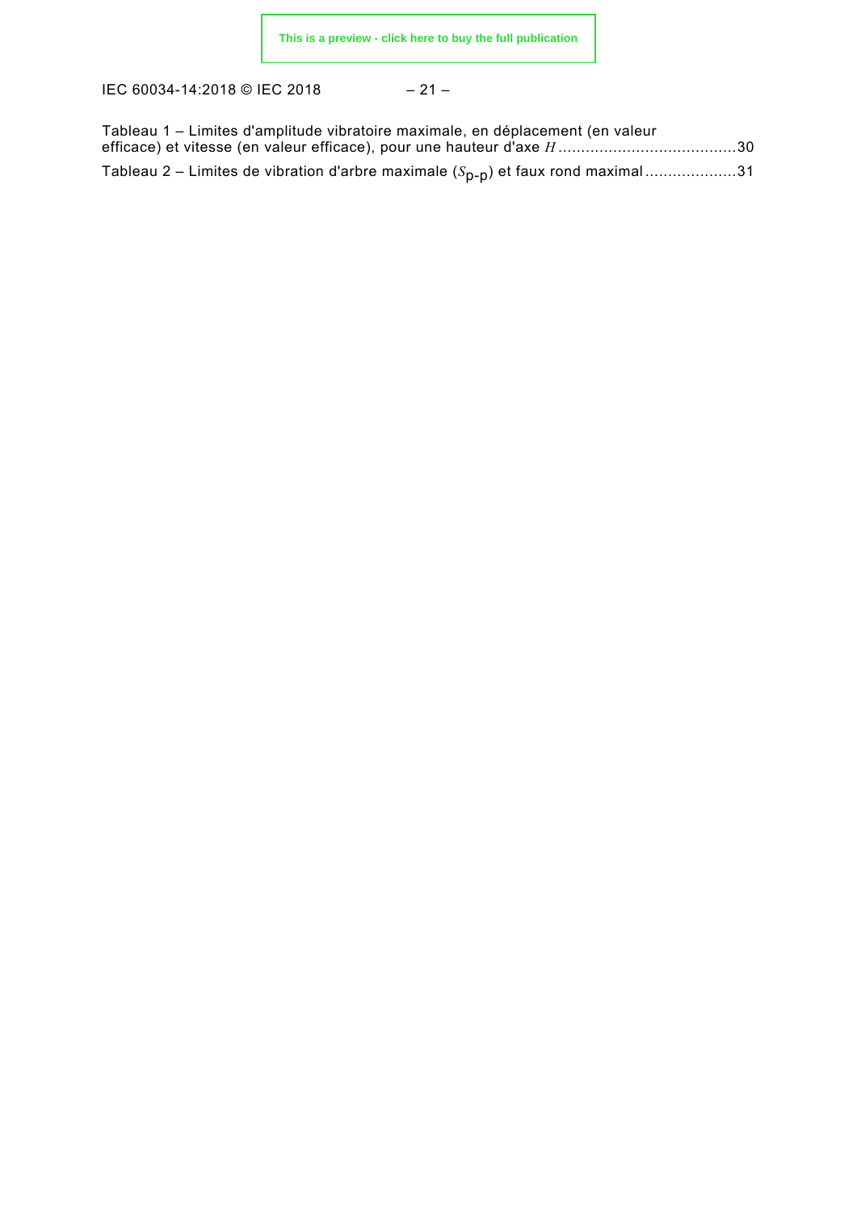Tableau 1 – Limites d'amplitude vibratoire maximale, en déplacement (en valeur efficace) et vitesse (en valeur efficace), pour une hauteur d'axe $H$ ...................................... 30

Tableau 2 – Limites de vibration d'arbre maximale ($S_{p-p}$) et faux rond maximal .................... 31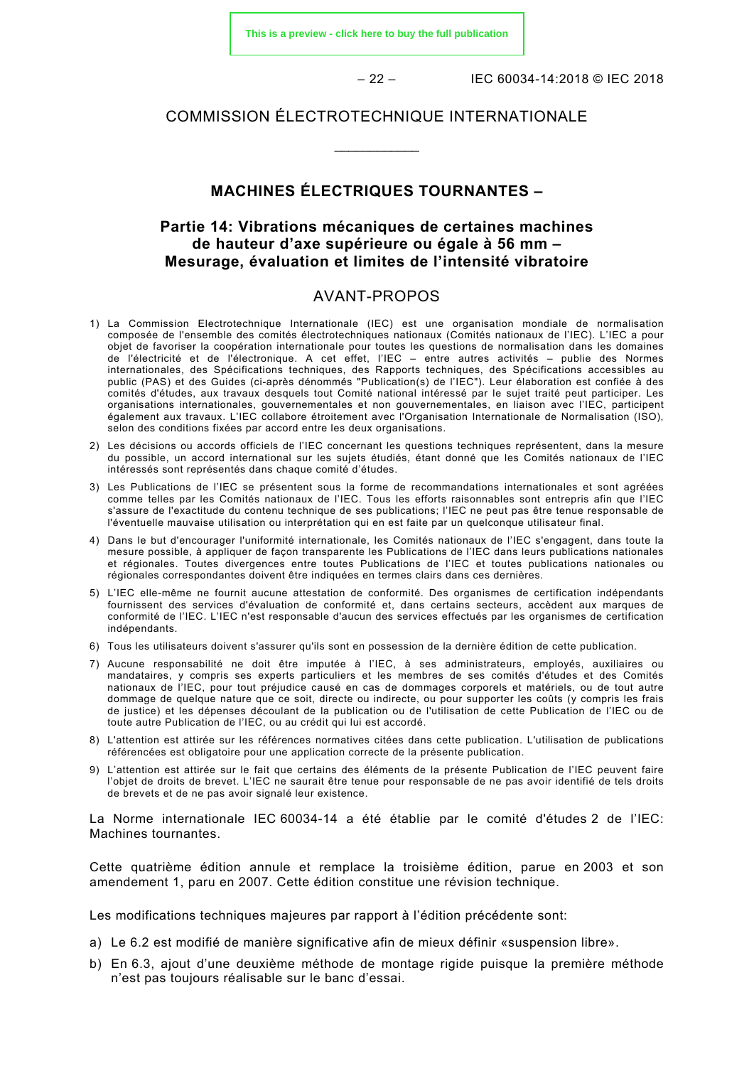COMMISSION ÉLECTROTECHNIQUE INTERNATIONALE

____________

# MACHINES ÉLECTRIQUES TOURNANTES –

## Partie 14: Vibrations mécaniques de certaines machines de hauteur d'axe supérieure ou égale à 56 mm – Mesurage, évaluation et limites de l'intensité vibratoire

## AVANT-PROPOS

1) La Commission Electrotechnique Internationale (IEC) est une organisation mondiale de normalisation composée de l'ensemble des comités électrotechniques nationaux (Comités nationaux de l'IEC). L'IEC a pour objet de favoriser la coopération internationale pour toutes les questions de normalisation dans les domaines de l'électricité et de l'électronique. A cet effet, l'IEC – entre autres activités – publie des Normes internationales, des Spécifications techniques, des Rapports techniques, des Spécifications accessibles au public (PAS) et des Guides (ci-après dénommés "Publication(s) de l'IEC"). Leur élaboration est confiée à des comités d'études, aux travaux desquels tout Comité national intéressé par le sujet traité peut participer. Les organisations internationales, gouvernementales et non gouvernementales, en liaison avec l'IEC, participent également aux travaux. L'IEC collabore étroitement avec l'Organisation Internationale de Normalisation (ISO), selon des conditions fixées par accord entre les deux organisations.
2) Les décisions ou accords officiels de l'IEC concernant les questions techniques représentent, dans la mesure du possible, un accord international sur les sujets étudiés, étant donné que les Comités nationaux de l'IEC intéressés sont représentés dans chaque comité d'études.
3) Les Publications de l'IEC se présentent sous la forme de recommandations internationales et sont agréées comme telles par les Comités nationaux de l'IEC. Tous les efforts raisonnables sont entrepris afin que l'IEC s'assure de l'exactitude du contenu technique de ses publications; l'IEC ne peut pas être tenue responsable de l'éventuelle mauvaise utilisation ou interprétation qui en est faite par un quelconque utilisateur final.
4) Dans le but d'encourager l'uniformité internationale, les Comités nationaux de l'IEC s'engagent, dans toute la mesure possible, à appliquer de façon transparente les Publications de l'IEC dans leurs publications nationales et régionales. Toutes divergences entre toutes Publications de l'IEC et toutes publications nationales ou régionales correspondantes doivent être indiquées en termes clairs dans ces dernières.
5) L'IEC elle-même ne fournit aucune attestation de conformité. Des organismes de certification indépendants fournissent des services d'évaluation de conformité et, dans certains secteurs, accèdent aux marques de conformité de l'IEC. L'IEC n'est responsable d'aucun des services effectués par les organismes de certification indépendants.
6) Tous les utilisateurs doivent s'assurer qu'ils sont en possession de la dernière édition de cette publication.
7) Aucune responsabilité ne doit être imputée à l'IEC, à ses administrateurs, employés, auxiliaires ou mandataires, y compris ses experts particuliers et les membres de ses comités d'études et des Comités nationaux de l'IEC, pour tout préjudice causé en cas de dommages corporels et matériels, ou de tout autre dommage de quelque nature que ce soit, directe ou indirecte, ou pour supporter les coûts (y compris les frais de justice) et les dépenses découlant de la publication ou de l'utilisation de cette Publication de l'IEC ou de toute autre Publication de l'IEC, ou au crédit qui lui est accordé.
8) L'attention est attirée sur les références normatives citées dans cette publication. L'utilisation de publications référencées est obligatoire pour une application correcte de la présente publication.
9) L'attention est attirée sur le fait que certains des éléments de la présente Publication de l'IEC peuvent faire l'objet de droits de brevet. L'IEC ne saurait être tenue pour responsable de ne pas avoir identifié de tels droits de brevets et de ne pas avoir signalé leur existence.

La Norme internationale IEC 60034-14 a été établie par le comité d'études 2 de l'IEC: Machines tournantes.

Cette quatrième édition annule et remplace la troisième édition, parue en 2003 et son amendement 1, paru en 2007. Cette édition constitue une révision technique.

Les modifications techniques majeures par rapport à l'édition précédente sont:

a) Le 6.2 est modifié de manière significative afin de mieux définir «suspension libre».
b) En 6.3, ajout d'une deuxième méthode de montage rigide puisque la première méthode n'est pas toujours réalisable sur le banc d'essai.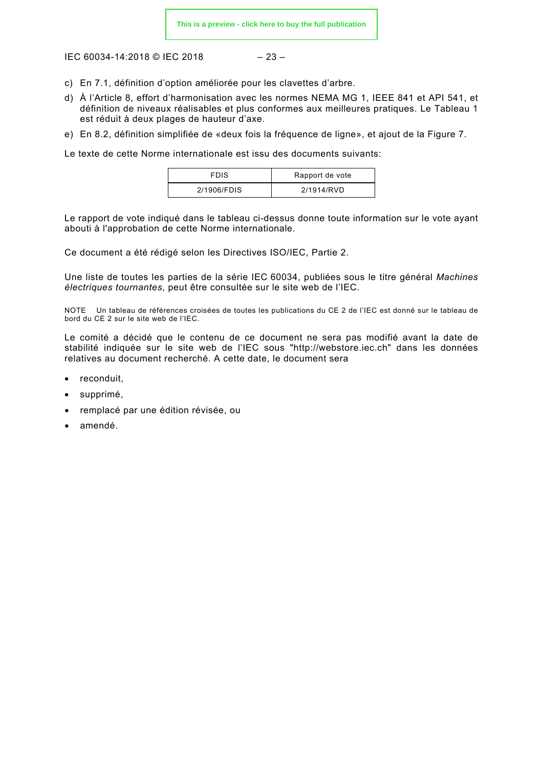c) En 7.1, définition d'option améliorée pour les clavettes d'arbre.

d) À l'Article 8, effort d'harmonisation avec les normes NEMA MG 1, IEEE 841 et API 541, et définition de niveaux réalisables et plus conformes aux meilleures pratiques. Le Tableau 1 est réduit à deux plages de hauteur d'axe.

e) En 8.2, définition simplifiée de «deux fois la fréquence de ligne», et ajout de la Figure 7.

Le texte de cette Norme internationale est issu des documents suivants:

| FDIS | Rapport de vote |
| --- | --- |
| 2/1906/FDIS | 2/1914/RVD |

Le rapport de vote indiqué dans le tableau ci-dessus donne toute information sur le vote ayant abouti à l'approbation de cette Norme internationale.

Ce document a été rédigé selon les Directives ISO/IEC, Partie 2.

Une liste de toutes les parties de la série IEC 60034, publiées sous le titre général *Machines électriques tournantes*, peut être consultée sur le site web de l'IEC.

NOTE Un tableau de références croisées de toutes les publications du CE 2 de l'IEC est donné sur le tableau de bord du CE 2 sur le site web de l'IEC.

Le comité a décidé que le contenu de ce document ne sera pas modifié avant la date de stabilité indiquée sur le site web de l'IEC sous "http://webstore.iec.ch" dans les données relatives au document recherché. A cette date, le document sera

- reconduit,
- supprimé,
- remplacé par une édition révisée, ou
- amendé.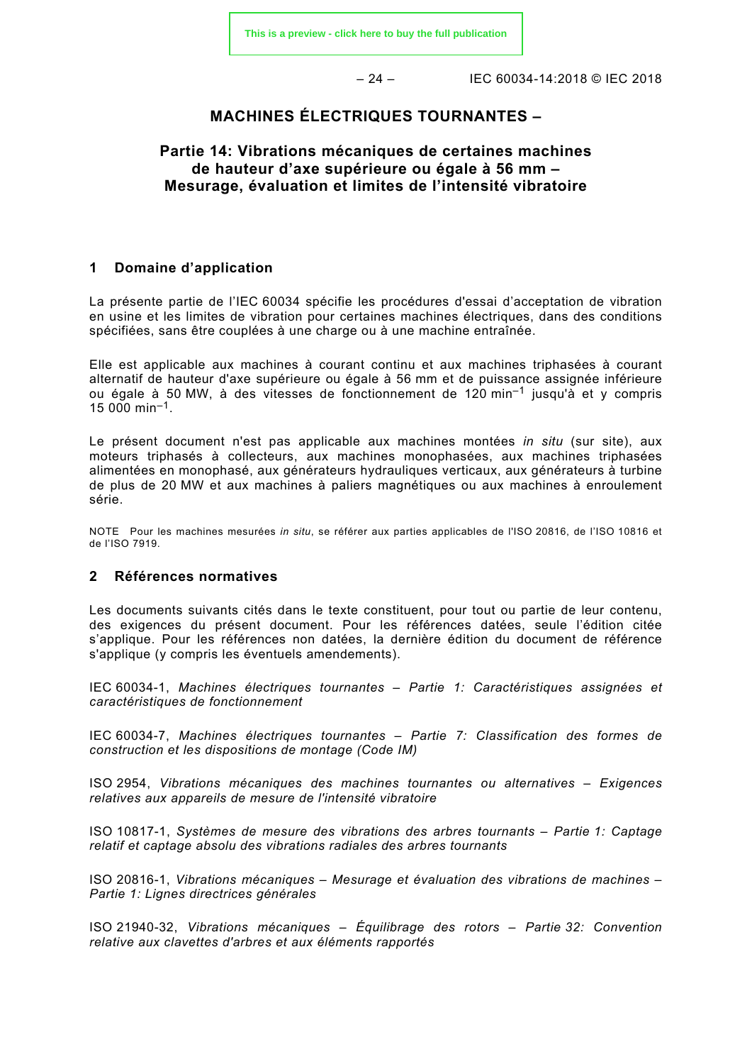# MACHINES ÉLECTRIQUES TOURNANTES –

## Partie 14: Vibrations mécaniques de certaines machines de hauteur d'axe supérieure ou égale à 56 mm – Mesurage, évaluation et limites de l'intensité vibratoire

## 1 Domaine d'application

La présente partie de l'IEC 60034 spécifie les procédures d'essai d'acceptation de vibration en usine et les limites de vibration pour certaines machines électriques, dans des conditions spécifiées, sans être couplées à une charge ou à une machine entraînée.

Elle est applicable aux machines à courant continu et aux machines triphasées à courant alternatif de hauteur d'axe supérieure ou égale à 56 mm et de puissance assignée inférieure ou égale à 50 MW, à des vitesses de fonctionnement de 120 $min^{-1}$ jusqu'à et y compris 15 000 $min^{-1}$.

Le présent document n'est pas applicable aux machines montées *in situ* (sur site), aux moteurs triphasés à collecteurs, aux machines monophasées, aux machines triphasées alimentées en monophasé, aux générateurs hydrauliques verticaux, aux générateurs à turbine de plus de 20 MW et aux machines à paliers magnétiques ou aux machines à enroulement série.

NOTE Pour les machines mesurées *in situ*, se référer aux parties applicables de l'ISO 20816, de l'ISO 10816 et de l'ISO 7919.

## 2 Références normatives

Les documents suivants cités dans le texte constituent, pour tout ou partie de leur contenu, des exigences du présent document. Pour les références datées, seule l'édition citée s'applique. Pour les références non datées, la dernière édition du document de référence s'applique (y compris les éventuels amendements).

IEC 60034-1, *Machines électriques tournantes – Partie 1: Caractéristiques assignées et caractéristiques de fonctionnement*

IEC 60034-7, *Machines électriques tournantes – Partie 7: Classification des formes de construction et les dispositions de montage (Code IM)*

ISO 2954, *Vibrations mécaniques des machines tournantes ou alternatives – Exigences relatives aux appareils de mesure de l'intensité vibratoire*

ISO 10817-1, *Systèmes de mesure des vibrations des arbres tournants – Partie 1: Captage relatif et captage absolu des vibrations radiales des arbres tournants*

ISO 20816-1, *Vibrations mécaniques – Mesurage et évaluation des vibrations de machines – Partie 1: Lignes directrices générales*

ISO 21940-32, *Vibrations mécaniques – Équilibrage des rotors – Partie 32: Convention relative aux clavettes d'arbres et aux éléments rapportés*